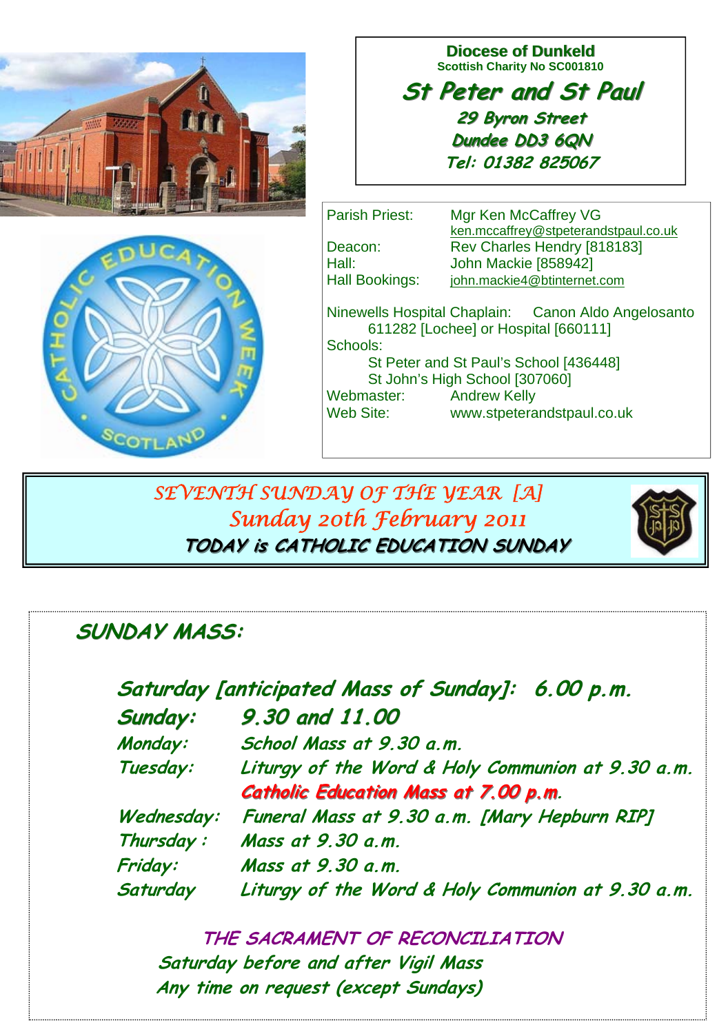**Diocese of Dunkeld**
**Scottish Charity No SC001810**

# *St Peter and St Paul*

***29 Byron Street***
***Dundee DD3 6QN***
***Tel: 01382 825067***

Parish Priest: Mgr Ken McCaffrey VG
ken.mccaffrey@stpeterandstpaul.co.uk
Deacon: Rev Charles Hendry [818183]
Hall: John Mackie [858942]
Hall Bookings: john.mackie4@btinternet.com

Ninewells Hospital Chaplain: Canon Aldo Angelosanto
611282 [Lochee] or Hospital [660111]
Schools:
St Peter and St Paul's School [436448]
St John's High School [307060]
Webmaster: Andrew Kelly
Web Site: www.stpeterandstpaul.co.uk

## *SEVENTH SUNDAY OF THE YEAR [A]*
## *Sunday 20th February 2011*
### ***TODAY is CATHOLIC EDUCATION SUNDAY***

## ***SUNDAY MASS:***

***Saturday [anticipated Mass of Sunday]: 6.00 p.m.***
***Sunday: 9.30 and 11.00***
*Monday:* *School Mass at 9.30 a.m.*
*Tuesday:* *Liturgy of the Word & Holy Communion at 9.30 a.m.*
***Catholic Education Mass at 7.00 p.m.***
*Wednesday:* *Funeral Mass at 9.30 a.m. [Mary Hepburn RIP]*
*Thursday :* *Mass at 9.30 a.m.*
*Friday:* *Mass at 9.30 a.m.*
*Saturday* *Liturgy of the Word & Holy Communion at 9.30 a.m.*

*THE SACRAMENT OF RECONCILIATION*
*Saturday before and after Vigil Mass*
*Any time on request (except Sundays)*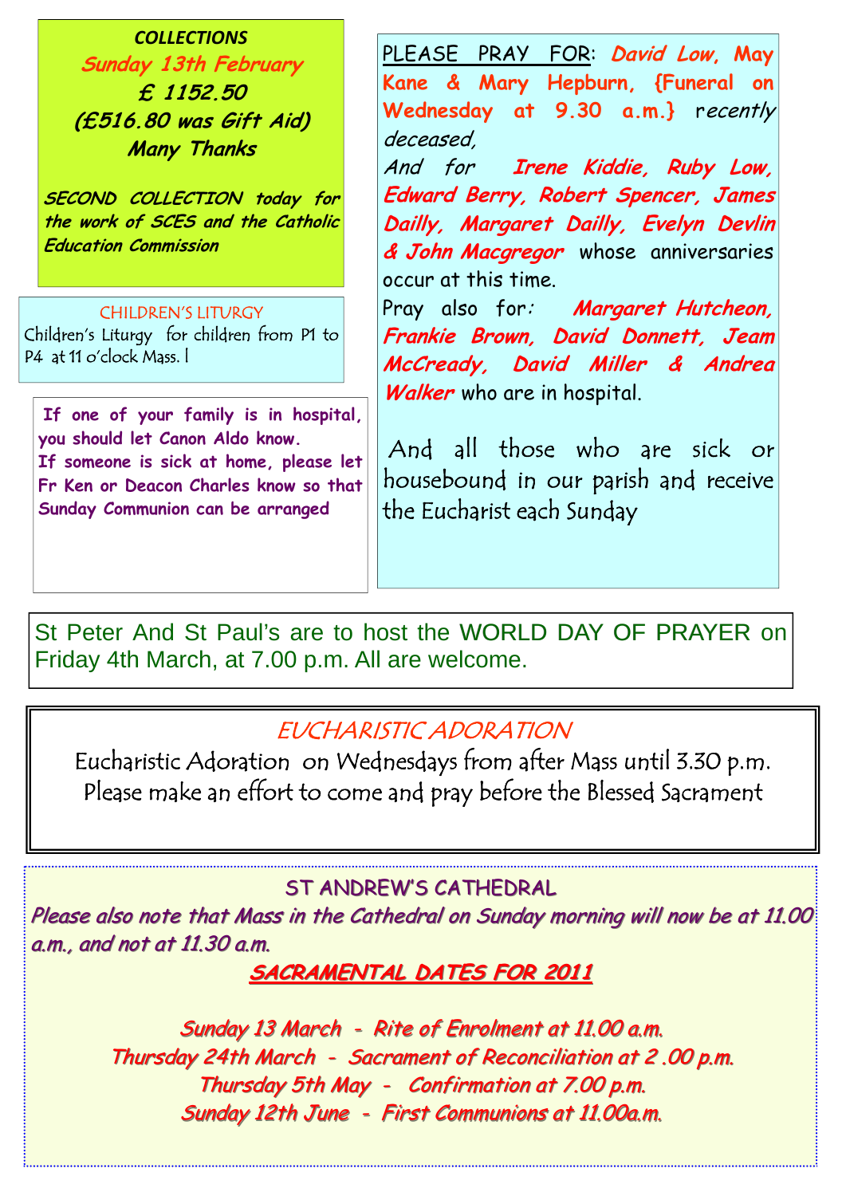**COLLECTIONS**

***Sunday 13th February***

***£ 1152.50***

***(£516.80 was Gift Aid)***

***Many Thanks***

***SECOND COLLECTION today for the work of SCES and the Catholic Education Commission***

CHILDREN'S LITURGY

Children's Liturgy for children from P1 to P4 at 11 o'clock Mass. l

**If one of your family is in hospital, you should let Canon Aldo know.**
**If someone is sick at home, please let Fr Ken or Deacon Charles know so that Sunday Communion can be arranged**

PLEASE PRAY FOR: ***David Low, May Kane & Mary Hepburn, {Funeral on Wednesday at 9.30 a.m.}*** *recently deceased,*

*And for* ***Irene Kiddie, Ruby Low, Edward Berry, Robert Spencer, James Dailly, Margaret Dailly, Evelyn Devlin & John Macgregor*** whose anniversaries occur at this time.

Pray also for*:* ***Margaret Hutcheon, Frankie Brown, David Donnett, Jeam McCready, David Miller & Andrea Walker*** who are in hospital.

And all those who are sick or housebound in our parish and receive the Eucharist each Sunday

St Peter And St Paul's are to host the WORLD DAY OF PRAYER on Friday 4th March, at 7.00 p.m. All are welcome.

## EUCHARISTIC ADORATION

Eucharistic Adoration on Wednesdays from after Mass until 3.30 p.m. Please make an effort to come and pray before the Blessed Sacrament

## ST ANDREW'S CATHEDRAL

***Please also note that Mass in the Cathedral on Sunday morning will now be at 11.00 a.m., and not at 11.30 a.m.***

***SACRAMENTAL DATES FOR 2011***

*Sunday 13 March - Rite of Enrolment at 11.00 a.m.*

*Thursday 24th March - Sacrament of Reconciliation at 2 .00 p.m.*

*Thursday 5th May - Confirmation at 7.00 p.m.*

*Sunday 12th June - First Communions at 11.00a.m.*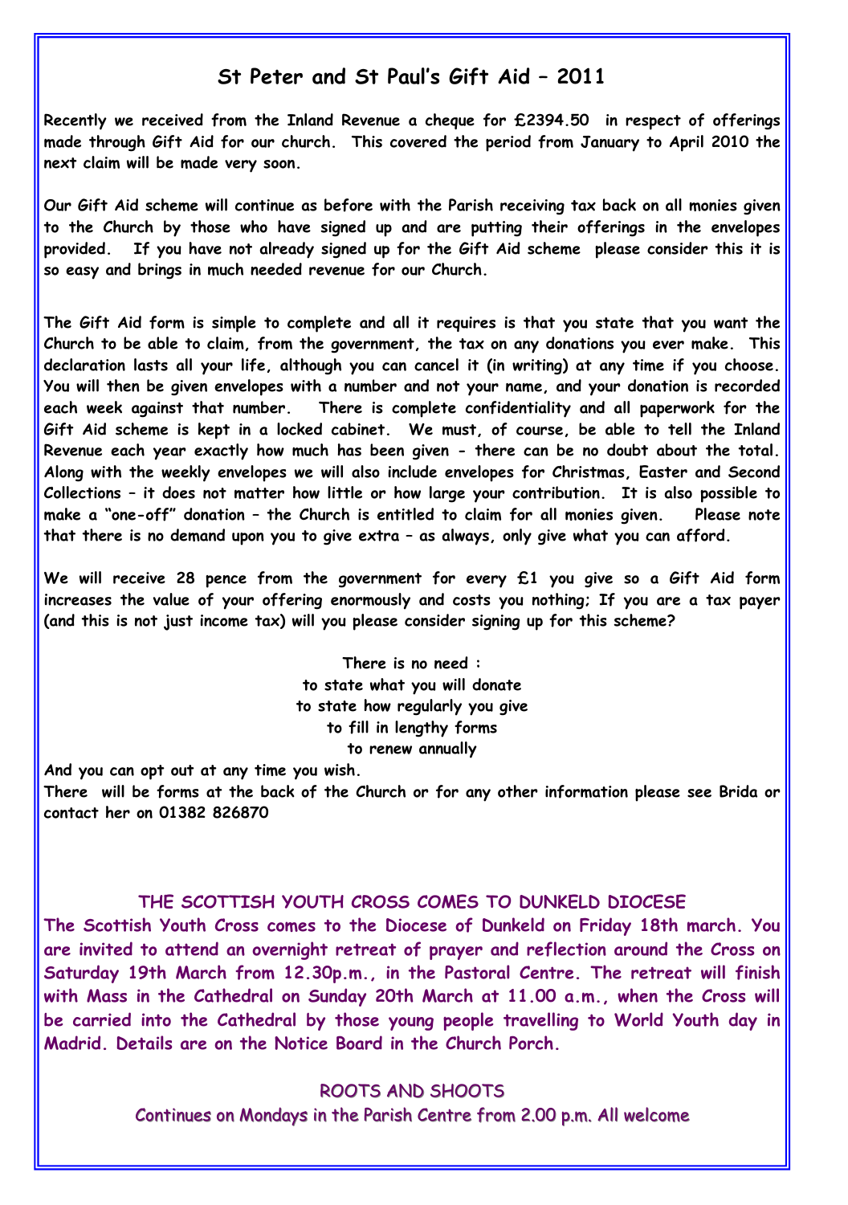# St Peter and St Paul's Gift Aid – 2011

**Recently we received from the Inland Revenue a cheque for £2394.50 in respect of offerings made through Gift Aid for our church. This covered the period from January to April 2010 the next claim will be made very soon.**

**Our Gift Aid scheme will continue as before with the Parish receiving tax back on all monies given to the Church by those who have signed up and are putting their offerings in the envelopes provided. If you have not already signed up for the Gift Aid scheme please consider this it is so easy and brings in much needed revenue for our Church.**

**The Gift Aid form is simple to complete and all it requires is that you state that you want the Church to be able to claim, from the government, the tax on any donations you ever make. This declaration lasts all your life, although you can cancel it (in writing) at any time if you choose. You will then be given envelopes with a number and not your name, and your donation is recorded each week against that number. There is complete confidentiality and all paperwork for the Gift Aid scheme is kept in a locked cabinet. We must, of course, be able to tell the Inland Revenue each year exactly how much has been given - there can be no doubt about the total. Along with the weekly envelopes we will also include envelopes for Christmas, Easter and Second Collections – it does not matter how little or how large your contribution. It is also possible to make a "one-off" donation – the Church is entitled to claim for all monies given. Please note that there is no demand upon you to give extra – as always, only give what you can afford.**

**We will receive 28 pence from the government for every £1 you give so a Gift Aid form increases the value of your offering enormously and costs you nothing; If you are a tax payer (and this is not just income tax) will you please consider signing up for this scheme?**

**There is no need :**
**to state what you will donate**
**to state how regularly you give**
**to fill in lengthy forms**
**to renew annually**

**And you can opt out at any time you wish.**
**There will be forms at the back of the Church or for any other information please see Brida or contact her on 01382 826870**

## THE SCOTTISH YOUTH CROSS COMES TO DUNKELD DIOCESE

**The Scottish Youth Cross comes to the Diocese of Dunkeld on Friday 18th march. You are invited to attend an overnight retreat of prayer and reflection around the Cross on Saturday 19th March from 12.30p.m., in the Pastoral Centre. The retreat will finish with Mass in the Cathedral on Sunday 20th March at 11.00 a.m., when the Cross will be carried into the Cathedral by those young people travelling to World Youth day in Madrid. Details are on the Notice Board in the Church Porch.**

## ROOTS AND SHOOTS

Continues on Mondays in the Parish Centre from 2.00 p.m. All welcome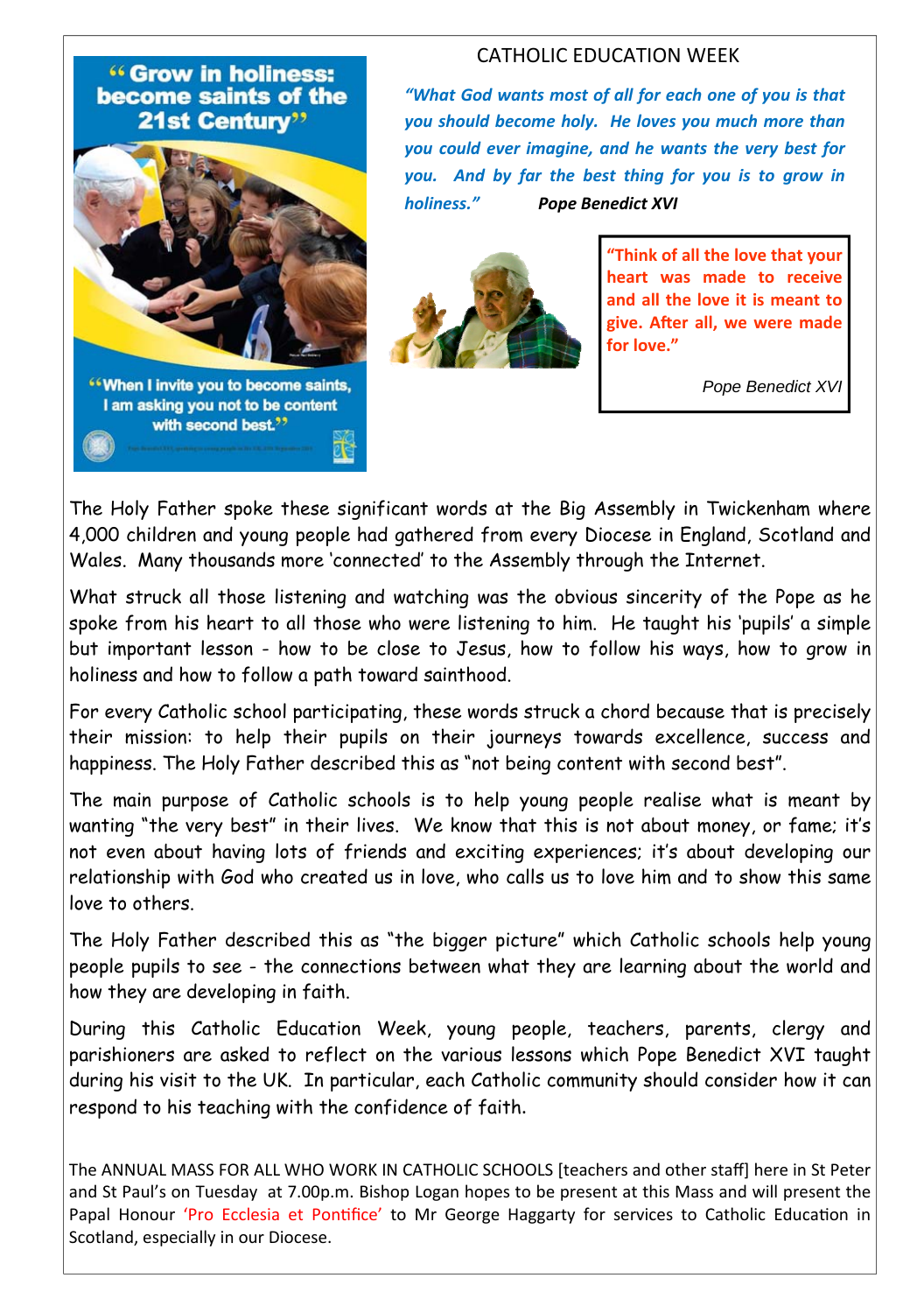# CATHOLIC EDUCATION WEEK

"Grow in holiness: become saints of the 21st Century"

"When I invite you to become saints, I am asking you not to be content with second best."

*"What God wants most of all for each one of you is that you should become holy. He loves you much more than you could ever imagine, and he wants the very best for you. And by far the best thing for you is to grow in holiness."* ***Pope Benedict XVI***

**"Think of all the love that your heart was made to receive and all the love it is meant to give. After all, we were made for love."**

*Pope Benedict XVI*

The Holy Father spoke these significant words at the Big Assembly in Twickenham where 4,000 children and young people had gathered from every Diocese in England, Scotland and Wales. Many thousands more 'connected' to the Assembly through the Internet.

What struck all those listening and watching was the obvious sincerity of the Pope as he spoke from his heart to all those who were listening to him. He taught his 'pupils' a simple but important lesson - how to be close to Jesus, how to follow his ways, how to grow in holiness and how to follow a path toward sainthood.

For every Catholic school participating, these words struck a chord because that is precisely their mission: to help their pupils on their journeys towards excellence, success and happiness. The Holy Father described this as "not being content with second best".

The main purpose of Catholic schools is to help young people realise what is meant by wanting "the very best" in their lives. We know that this is not about money, or fame; it's not even about having lots of friends and exciting experiences; it's about developing our relationship with God who created us in love, who calls us to love him and to show this same love to others.

The Holy Father described this as "the bigger picture" which Catholic schools help young people pupils to see - the connections between what they are learning about the world and how they are developing in faith.

During this Catholic Education Week, young people, teachers, parents, clergy and parishioners are asked to reflect on the various lessons which Pope Benedict XVI taught during his visit to the UK. In particular, each Catholic community should consider how it can respond to his teaching with the confidence of faith.

The ANNUAL MASS FOR ALL WHO WORK IN CATHOLIC SCHOOLS [teachers and other staff] here in St Peter and St Paul's on Tuesday at 7.00p.m. Bishop Logan hopes to be present at this Mass and will present the Papal Honour 'Pro Ecclesia et Pontifice' to Mr George Haggarty for services to Catholic Education in Scotland, especially in our Diocese.